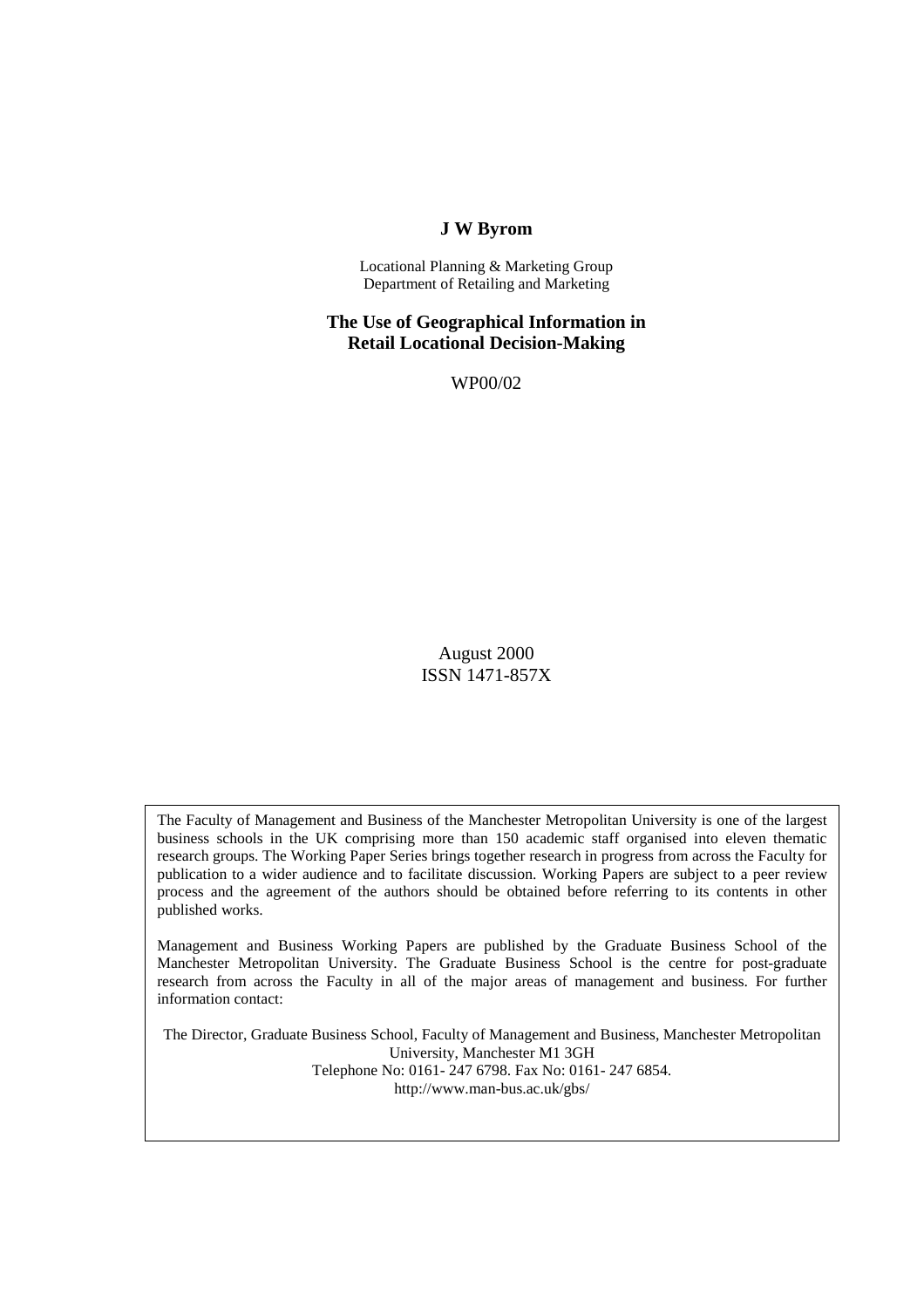**J W Byrom**

Locational Planning & Marketing Group
Department of Retailing and Marketing

# The Use of Geographical Information in Retail Locational Decision-Making

WP00/02

August 2000
ISSN 1471-857X

The Faculty of Management and Business of the Manchester Metropolitan University is one of the largest business schools in the UK comprising more than 150 academic staff organised into eleven thematic research groups. The Working Paper Series brings together research in progress from across the Faculty for publication to a wider audience and to facilitate discussion. Working Papers are subject to a peer review process and the agreement of the authors should be obtained before referring to its contents in other published works.

Management and Business Working Papers are published by the Graduate Business School of the Manchester Metropolitan University. The Graduate Business School is the centre for post-graduate research from across the Faculty in all of the major areas of management and business. For further information contact:

The Director, Graduate Business School, Faculty of Management and Business, Manchester Metropolitan University, Manchester M1 3GH
Telephone No: 0161- 247 6798. Fax No: 0161- 247 6854.
http://www.man-bus.ac.uk/gbs/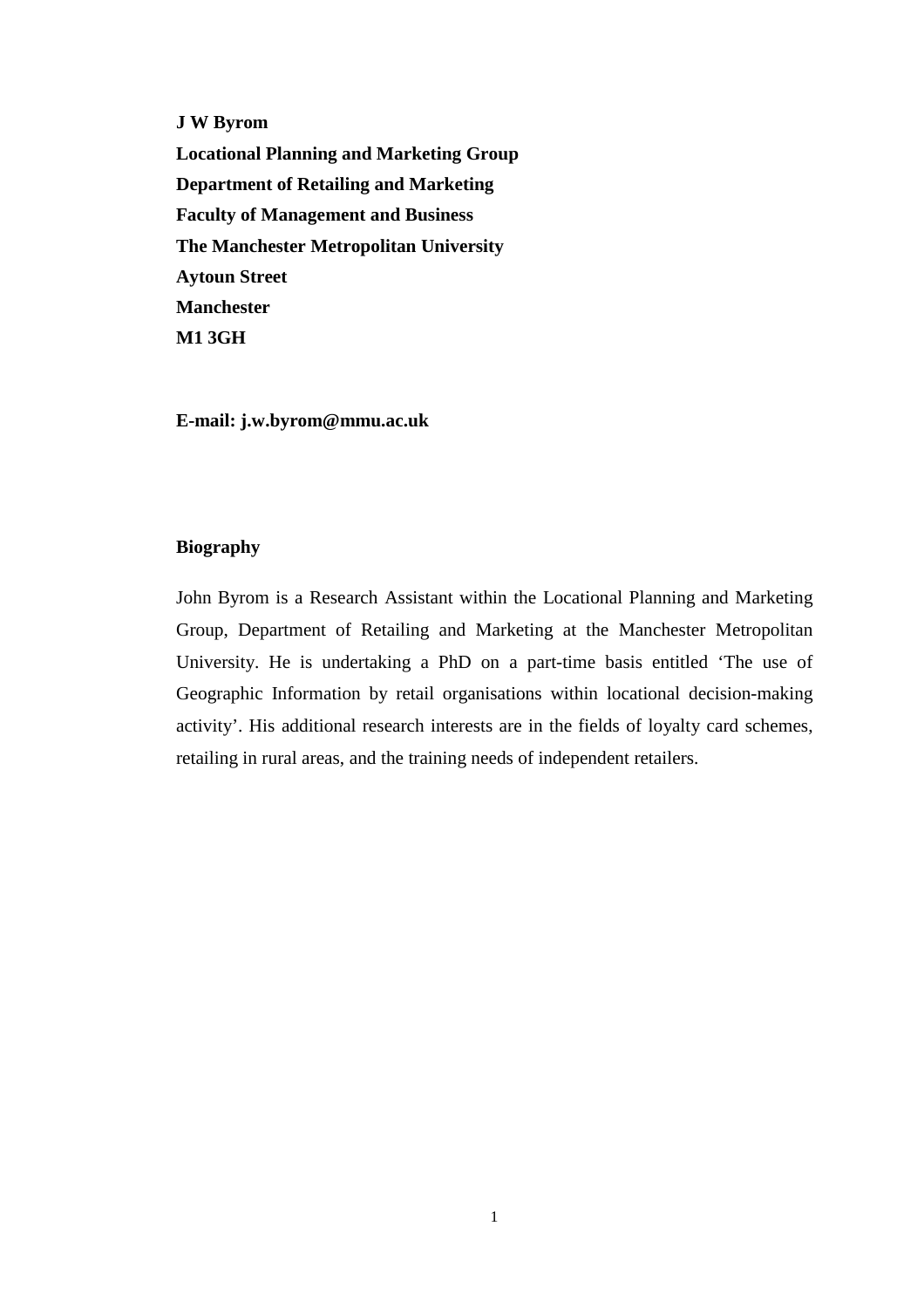**J W Byrom**
**Locational Planning and Marketing Group**
**Department of Retailing and Marketing**
**Faculty of Management and Business**
**The Manchester Metropolitan University**
**Aytoun Street**
**Manchester**
**M1 3GH**

**E-mail: j.w.byrom@mmu.ac.uk**

## Biography

John Byrom is a Research Assistant within the Locational Planning and Marketing Group, Department of Retailing and Marketing at the Manchester Metropolitan University. He is undertaking a PhD on a part-time basis entitled 'The use of Geographic Information by retail organisations within locational decision-making activity'. His additional research interests are in the fields of loyalty card schemes, retailing in rural areas, and the training needs of independent retailers.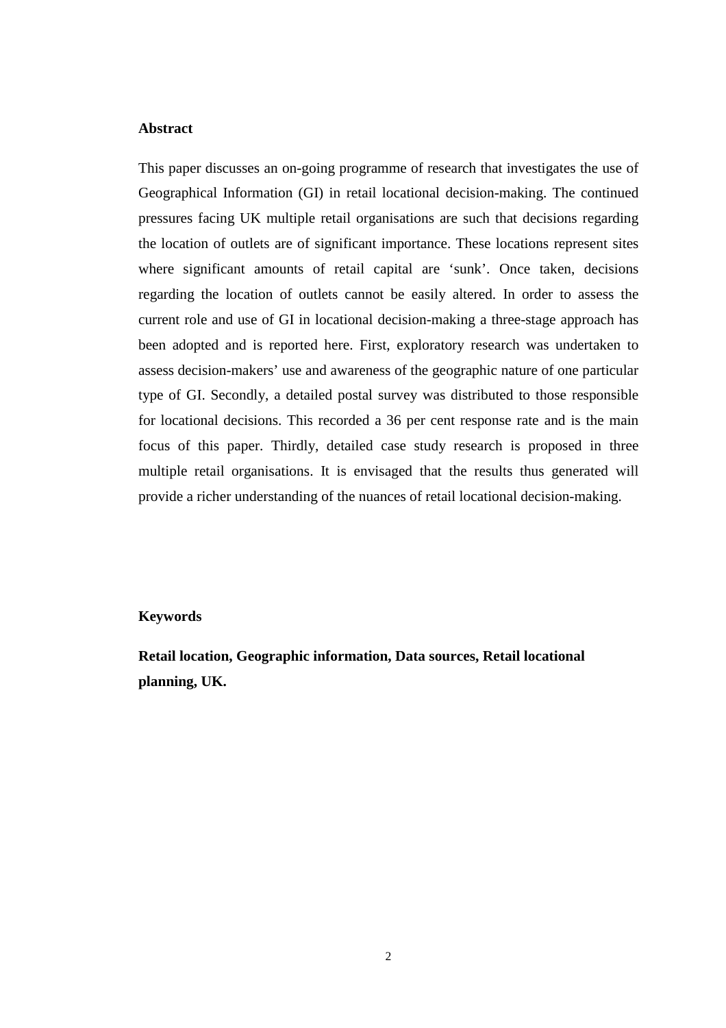## Abstract

This paper discusses an on-going programme of research that investigates the use of Geographical Information (GI) in retail locational decision-making. The continued pressures facing UK multiple retail organisations are such that decisions regarding the location of outlets are of significant importance. These locations represent sites where significant amounts of retail capital are 'sunk'. Once taken, decisions regarding the location of outlets cannot be easily altered. In order to assess the current role and use of GI in locational decision-making a three-stage approach has been adopted and is reported here. First, exploratory research was undertaken to assess decision-makers' use and awareness of the geographic nature of one particular type of GI. Secondly, a detailed postal survey was distributed to those responsible for locational decisions. This recorded a 36 per cent response rate and is the main focus of this paper. Thirdly, detailed case study research is proposed in three multiple retail organisations. It is envisaged that the results thus generated will provide a richer understanding of the nuances of retail locational decision-making.

## Keywords

**Retail location, Geographic information, Data sources, Retail locational planning, UK.**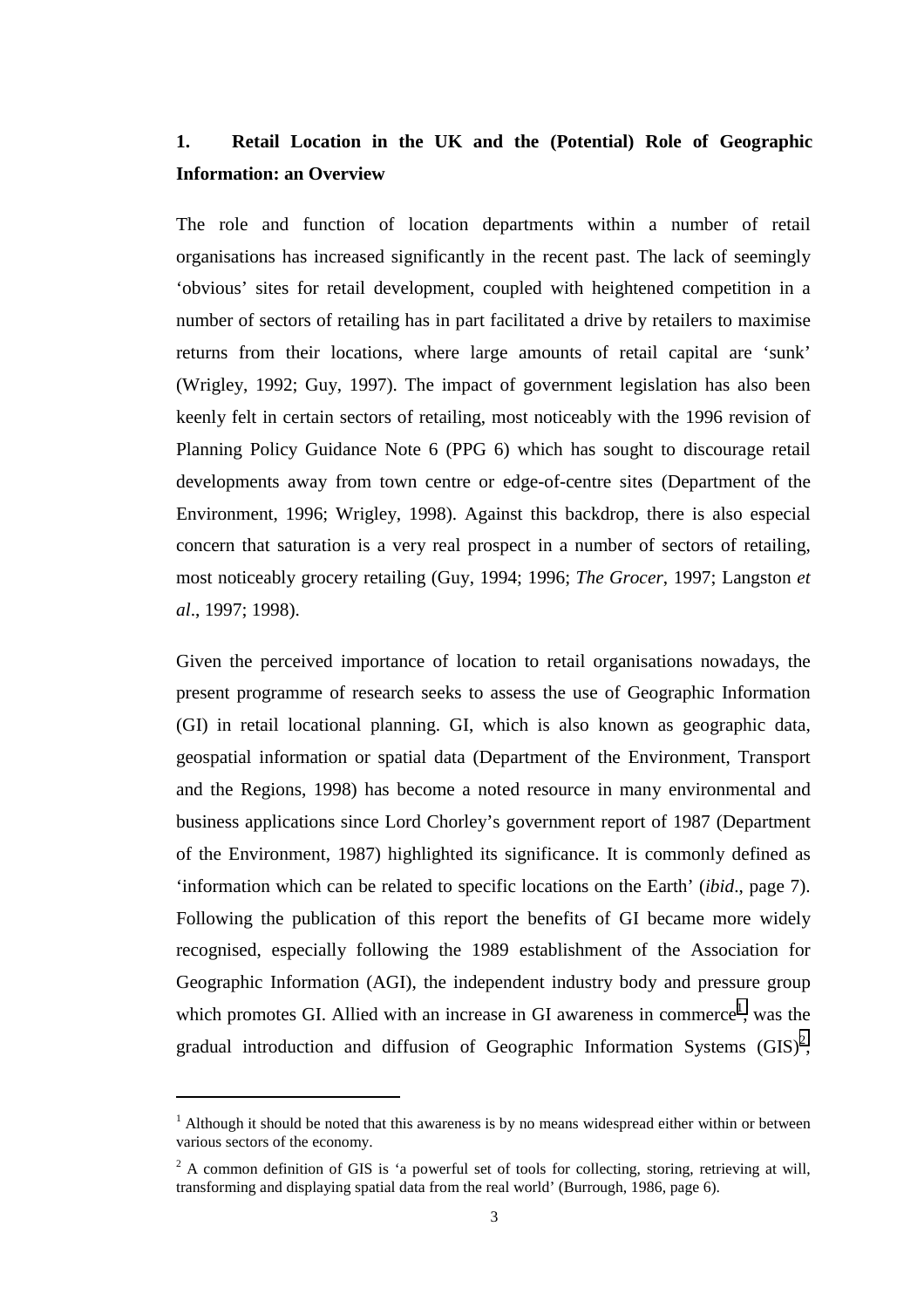## 1. Retail Location in the UK and the (Potential) Role of Geographic Information: an Overview

The role and function of location departments within a number of retail organisations has increased significantly in the recent past. The lack of seemingly 'obvious' sites for retail development, coupled with heightened competition in a number of sectors of retailing has in part facilitated a drive by retailers to maximise returns from their locations, where large amounts of retail capital are 'sunk' (Wrigley, 1992; Guy, 1997). The impact of government legislation has also been keenly felt in certain sectors of retailing, most noticeably with the 1996 revision of Planning Policy Guidance Note 6 (PPG 6) which has sought to discourage retail developments away from town centre or edge-of-centre sites (Department of the Environment, 1996; Wrigley, 1998). Against this backdrop, there is also especial concern that saturation is a very real prospect in a number of sectors of retailing, most noticeably grocery retailing (Guy, 1994; 1996; *The Grocer*, 1997; Langston *et al*., 1997; 1998).

Given the perceived importance of location to retail organisations nowadays, the present programme of research seeks to assess the use of Geographic Information (GI) in retail locational planning. GI, which is also known as geographic data, geospatial information or spatial data (Department of the Environment, Transport and the Regions, 1998) has become a noted resource in many environmental and business applications since Lord Chorley's government report of 1987 (Department of the Environment, 1987) highlighted its significance. It is commonly defined as 'information which can be related to specific locations on the Earth' (*ibid*., page 7). Following the publication of this report the benefits of GI became more widely recognised, especially following the 1989 establishment of the Association for Geographic Information (AGI), the independent industry body and pressure group which promotes GI. Allied with an increase in GI awareness in commerce[1], was the gradual introduction and diffusion of Geographic Information Systems (GIS)[2],

---

[1] Although it should be noted that this awareness is by no means widespread either within or between various sectors of the economy.

[2] A common definition of GIS is 'a powerful set of tools for collecting, storing, retrieving at will, transforming and displaying spatial data from the real world' (Burrough, 1986, page 6).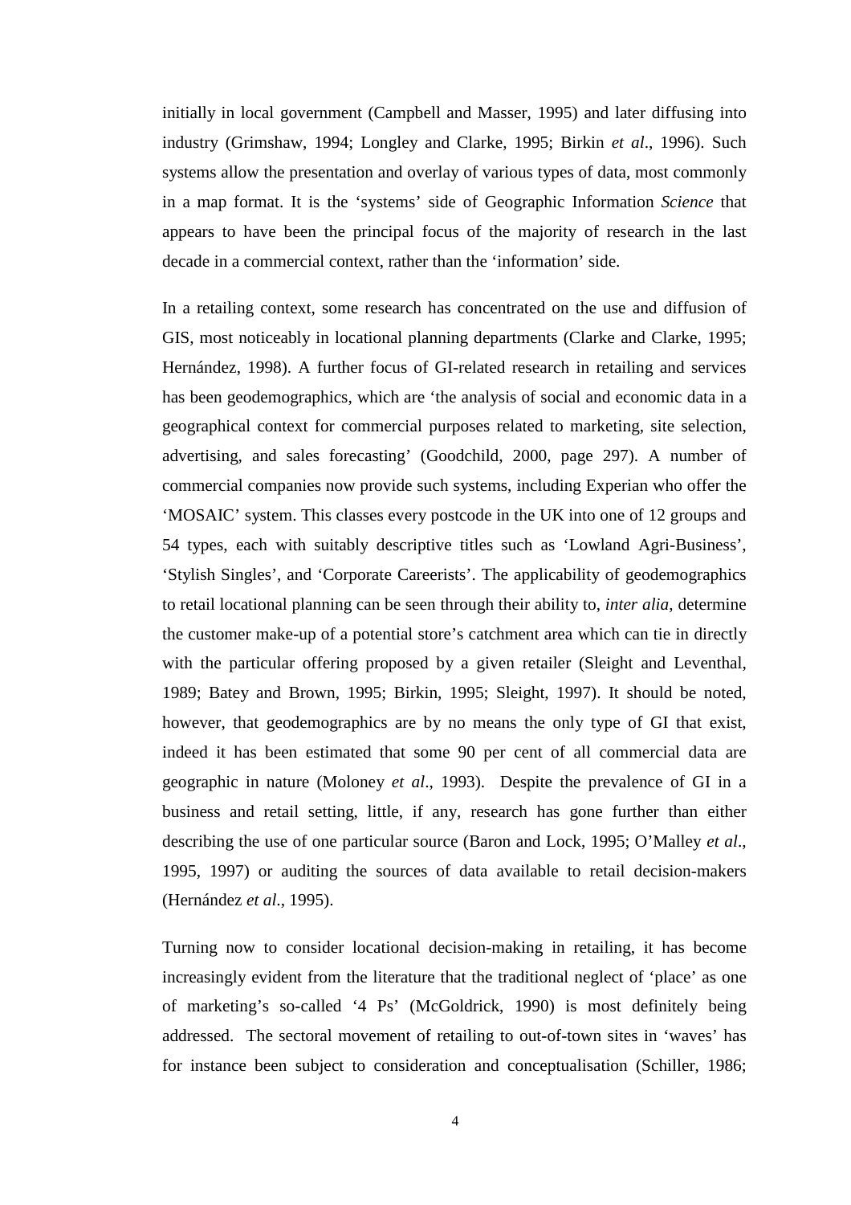initially in local government (Campbell and Masser, 1995) and later diffusing into industry (Grimshaw, 1994; Longley and Clarke, 1995; Birkin *et al*., 1996). Such systems allow the presentation and overlay of various types of data, most commonly in a map format. It is the 'systems' side of Geographic Information *Science* that appears to have been the principal focus of the majority of research in the last decade in a commercial context, rather than the 'information' side.

In a retailing context, some research has concentrated on the use and diffusion of GIS, most noticeably in locational planning departments (Clarke and Clarke, 1995; Hernández, 1998). A further focus of GI-related research in retailing and services has been geodemographics, which are 'the analysis of social and economic data in a geographical context for commercial purposes related to marketing, site selection, advertising, and sales forecasting' (Goodchild, 2000, page 297). A number of commercial companies now provide such systems, including Experian who offer the 'MOSAIC' system. This classes every postcode in the UK into one of 12 groups and 54 types, each with suitably descriptive titles such as 'Lowland Agri-Business', 'Stylish Singles', and 'Corporate Careerists'. The applicability of geodemographics to retail locational planning can be seen through their ability to, *inter alia*, determine the customer make-up of a potential store's catchment area which can tie in directly with the particular offering proposed by a given retailer (Sleight and Leventhal, 1989; Batey and Brown, 1995; Birkin, 1995; Sleight, 1997). It should be noted, however, that geodemographics are by no means the only type of GI that exist, indeed it has been estimated that some 90 per cent of all commercial data are geographic in nature (Moloney *et al*., 1993). Despite the prevalence of GI in a business and retail setting, little, if any, research has gone further than either describing the use of one particular source (Baron and Lock, 1995; O'Malley *et al*., 1995, 1997) or auditing the sources of data available to retail decision-makers (Hernández *et al*., 1995).

Turning now to consider locational decision-making in retailing, it has become increasingly evident from the literature that the traditional neglect of 'place' as one of marketing's so-called '4 Ps' (McGoldrick, 1990) is most definitely being addressed. The sectoral movement of retailing to out-of-town sites in 'waves' has for instance been subject to consideration and conceptualisation (Schiller, 1986;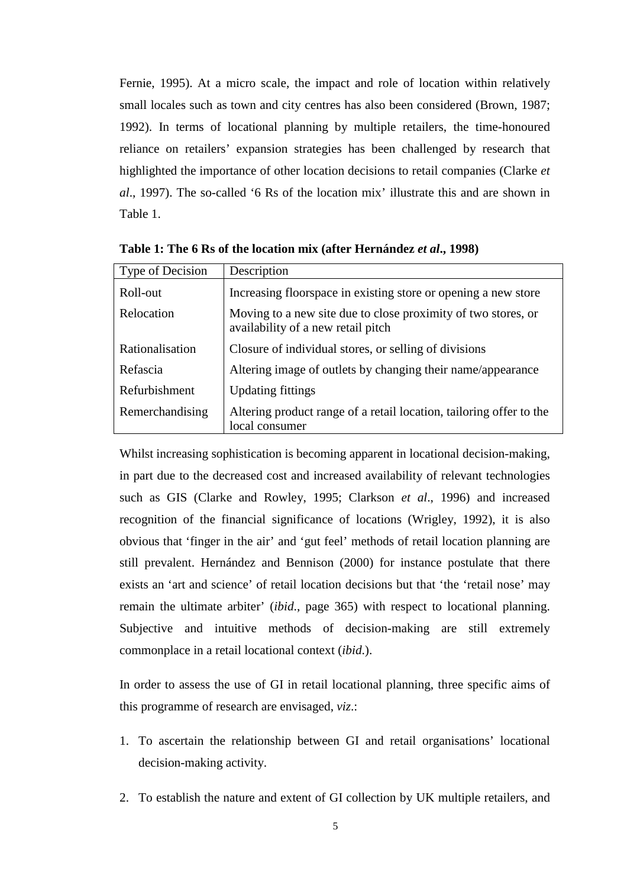Fernie, 1995). At a micro scale, the impact and role of location within relatively small locales such as town and city centres has also been considered (Brown, 1987; 1992). In terms of locational planning by multiple retailers, the time-honoured reliance on retailers' expansion strategies has been challenged by research that highlighted the importance of other location decisions to retail companies (Clarke *et al*., 1997). The so-called '6 Rs of the location mix' illustrate this and are shown in Table 1.

**Table 1: The 6 Rs of the location mix (after Hernández *et al*., 1998)**

| Type of Decision | Description |
|---|---|
| Roll-out | Increasing floorspace in existing store or opening a new store |
| Relocation | Moving to a new site due to close proximity of two stores, or availability of a new retail pitch |
| Rationalisation | Closure of individual stores, or selling of divisions |
| Refascia | Altering image of outlets by changing their name/appearance |
| Refurbishment | Updating fittings |
| Remerchandising | Altering product range of a retail location, tailoring offer to the local consumer |

Whilst increasing sophistication is becoming apparent in locational decision-making, in part due to the decreased cost and increased availability of relevant technologies such as GIS (Clarke and Rowley, 1995; Clarkson *et al*., 1996) and increased recognition of the financial significance of locations (Wrigley, 1992), it is also obvious that 'finger in the air' and 'gut feel' methods of retail location planning are still prevalent. Hernández and Bennison (2000) for instance postulate that there exists an 'art and science' of retail location decisions but that 'the 'retail nose' may remain the ultimate arbiter' (*ibid*., page 365) with respect to locational planning. Subjective and intuitive methods of decision-making are still extremely commonplace in a retail locational context (*ibid*.).

In order to assess the use of GI in retail locational planning, three specific aims of this programme of research are envisaged, *viz*.:

1. To ascertain the relationship between GI and retail organisations' locational decision-making activity.
2. To establish the nature and extent of GI collection by UK multiple retailers, and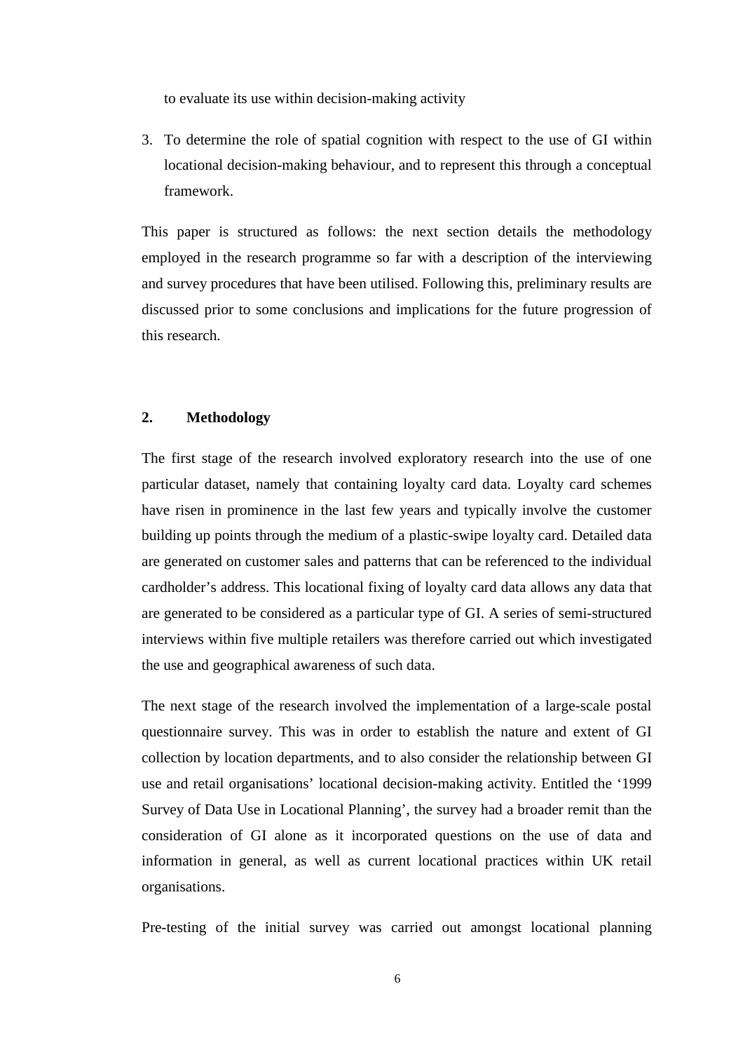to evaluate its use within decision-making activity

3. To determine the role of spatial cognition with respect to the use of GI within locational decision-making behaviour, and to represent this through a conceptual framework.

This paper is structured as follows: the next section details the methodology employed in the research programme so far with a description of the interviewing and survey procedures that have been utilised. Following this, preliminary results are discussed prior to some conclusions and implications for the future progression of this research.

## 2. Methodology

The first stage of the research involved exploratory research into the use of one particular dataset, namely that containing loyalty card data. Loyalty card schemes have risen in prominence in the last few years and typically involve the customer building up points through the medium of a plastic-swipe loyalty card. Detailed data are generated on customer sales and patterns that can be referenced to the individual cardholder's address. This locational fixing of loyalty card data allows any data that are generated to be considered as a particular type of GI. A series of semi-structured interviews within five multiple retailers was therefore carried out which investigated the use and geographical awareness of such data.

The next stage of the research involved the implementation of a large-scale postal questionnaire survey. This was in order to establish the nature and extent of GI collection by location departments, and to also consider the relationship between GI use and retail organisations' locational decision-making activity. Entitled the '1999 Survey of Data Use in Locational Planning', the survey had a broader remit than the consideration of GI alone as it incorporated questions on the use of data and information in general, as well as current locational practices within UK retail organisations.

Pre-testing of the initial survey was carried out amongst locational planning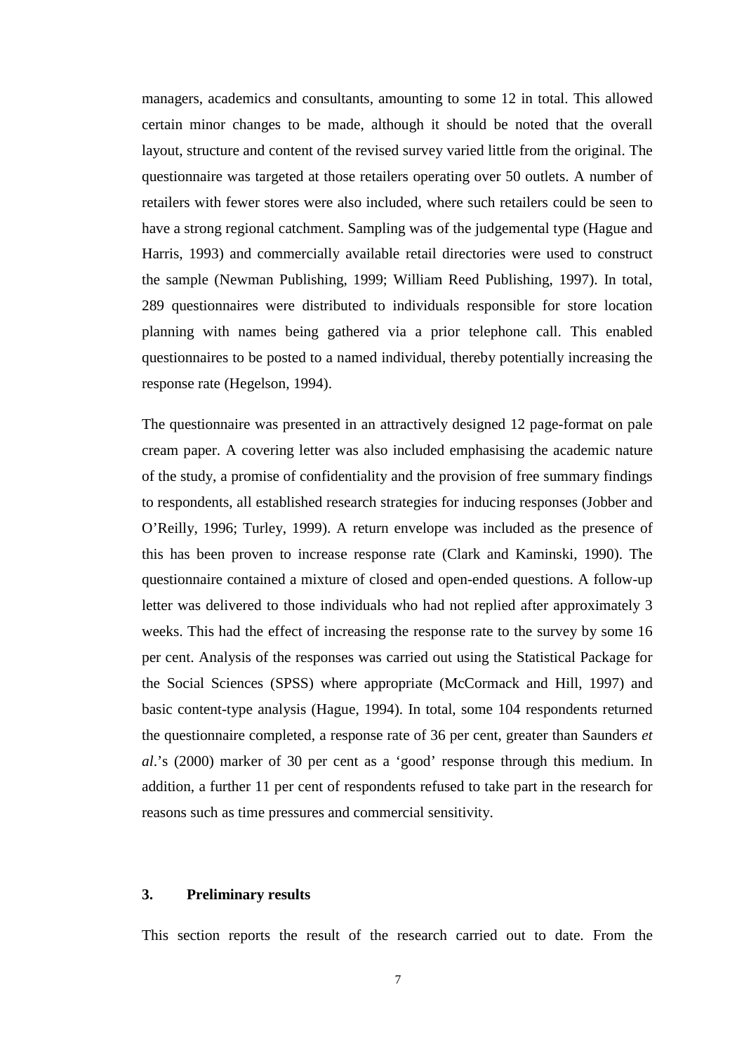managers, academics and consultants, amounting to some 12 in total. This allowed certain minor changes to be made, although it should be noted that the overall layout, structure and content of the revised survey varied little from the original. The questionnaire was targeted at those retailers operating over 50 outlets. A number of retailers with fewer stores were also included, where such retailers could be seen to have a strong regional catchment. Sampling was of the judgemental type (Hague and Harris, 1993) and commercially available retail directories were used to construct the sample (Newman Publishing, 1999; William Reed Publishing, 1997). In total, 289 questionnaires were distributed to individuals responsible for store location planning with names being gathered via a prior telephone call. This enabled questionnaires to be posted to a named individual, thereby potentially increasing the response rate (Hegelson, 1994).

The questionnaire was presented in an attractively designed 12 page-format on pale cream paper. A covering letter was also included emphasising the academic nature of the study, a promise of confidentiality and the provision of free summary findings to respondents, all established research strategies for inducing responses (Jobber and O'Reilly, 1996; Turley, 1999). A return envelope was included as the presence of this has been proven to increase response rate (Clark and Kaminski, 1990). The questionnaire contained a mixture of closed and open-ended questions. A follow-up letter was delivered to those individuals who had not replied after approximately 3 weeks. This had the effect of increasing the response rate to the survey by some 16 per cent. Analysis of the responses was carried out using the Statistical Package for the Social Sciences (SPSS) where appropriate (McCormack and Hill, 1997) and basic content-type analysis (Hague, 1994). In total, some 104 respondents returned the questionnaire completed, a response rate of 36 per cent, greater than Saunders *et al*.'s (2000) marker of 30 per cent as a 'good' response through this medium. In addition, a further 11 per cent of respondents refused to take part in the research for reasons such as time pressures and commercial sensitivity.

## 3. Preliminary results

This section reports the result of the research carried out to date. From the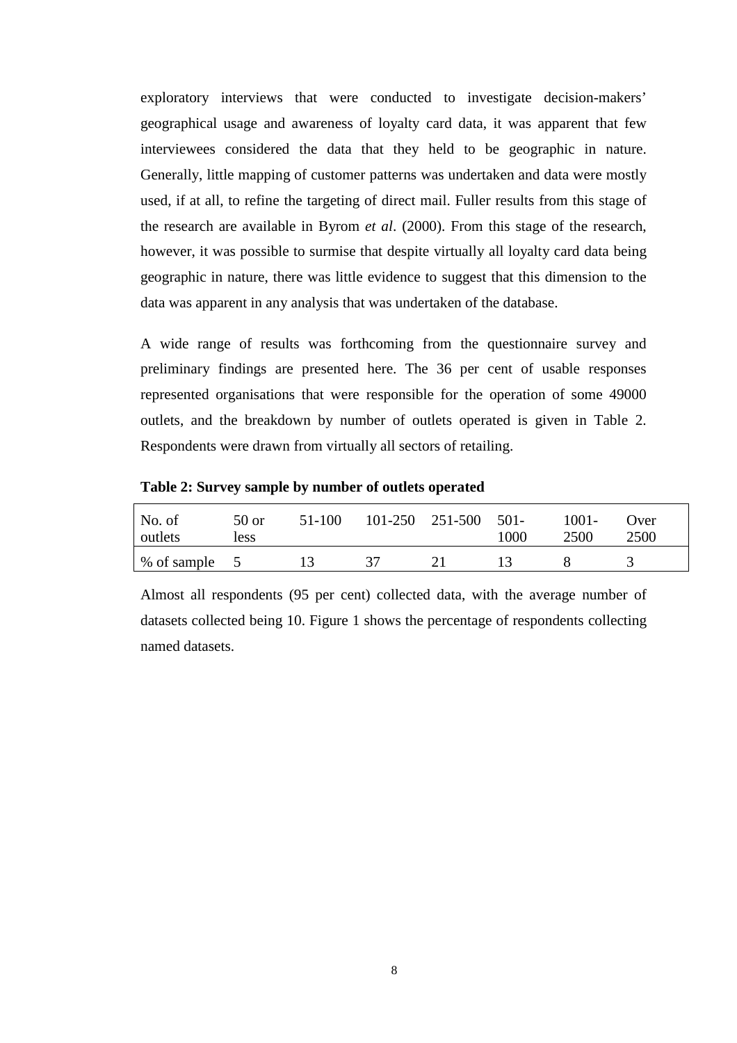exploratory interviews that were conducted to investigate decision-makers' geographical usage and awareness of loyalty card data, it was apparent that few interviewees considered the data that they held to be geographic in nature. Generally, little mapping of customer patterns was undertaken and data were mostly used, if at all, to refine the targeting of direct mail. Fuller results from this stage of the research are available in Byrom *et al*. (2000). From this stage of the research, however, it was possible to surmise that despite virtually all loyalty card data being geographic in nature, there was little evidence to suggest that this dimension to the data was apparent in any analysis that was undertaken of the database.

A wide range of results was forthcoming from the questionnaire survey and preliminary findings are presented here. The 36 per cent of usable responses represented organisations that were responsible for the operation of some 49000 outlets, and the breakdown by number of outlets operated is given in Table 2. Respondents were drawn from virtually all sectors of retailing.

**Table 2: Survey sample by number of outlets operated**

| No. of outlets | 50 or less | 51-100 | 101-250 | 251-500 | 501-1000 | 1001-2500 | Over 2500 |
|---|---|---|---|---|---|---|---|
| % of sample | 5 | 13 | 37 | 21 | 13 | 8 | 3 |

Almost all respondents (95 per cent) collected data, with the average number of datasets collected being 10. Figure 1 shows the percentage of respondents collecting named datasets.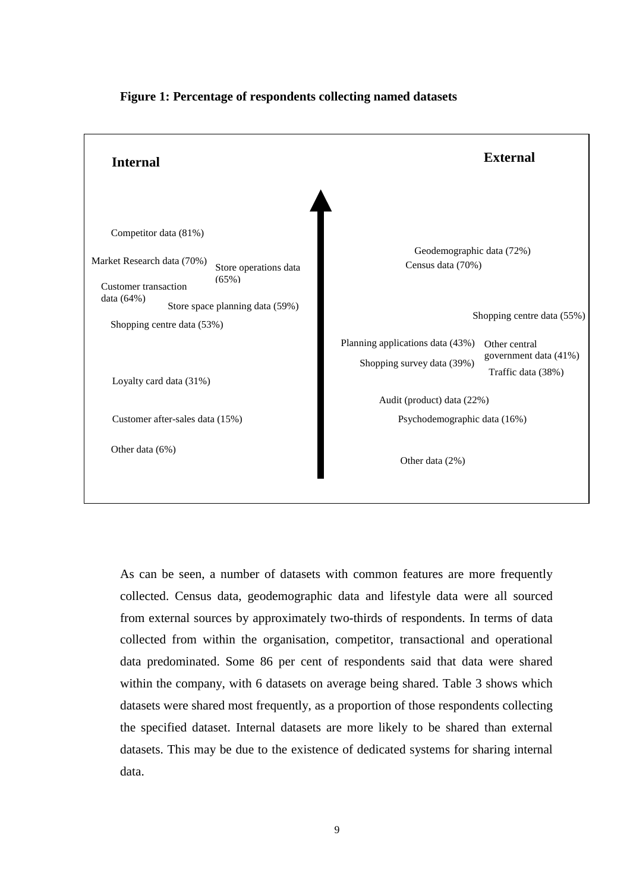**Figure 1: Percentage of respondents collecting named datasets**

**Internal**

Competitor data (81%)

Market Research data (70%)

Store operations data (65%)

Customer transaction data (64%)

Store space planning data (59%)

Shopping centre data (53%)

Loyalty card data (31%)

Customer after-sales data (15%)

Other data (6%)

**External**

Geodemographic data (72%)

Census data (70%)

Shopping centre data (55%)

Planning applications data (43%)

Other central government data (41%)

Shopping survey data (39%)

Traffic data (38%)

Audit (product) data (22%)

Psychodemographic data (16%)

Other data (2%)

As can be seen, a number of datasets with common features are more frequently collected. Census data, geodemographic data and lifestyle data were all sourced from external sources by approximately two-thirds of respondents. In terms of data collected from within the organisation, competitor, transactional and operational data predominated. Some 86 per cent of respondents said that data were shared within the company, with 6 datasets on average being shared. Table 3 shows which datasets were shared most frequently, as a proportion of those respondents collecting the specified dataset. Internal datasets are more likely to be shared than external datasets. This may be due to the existence of dedicated systems for sharing internal data.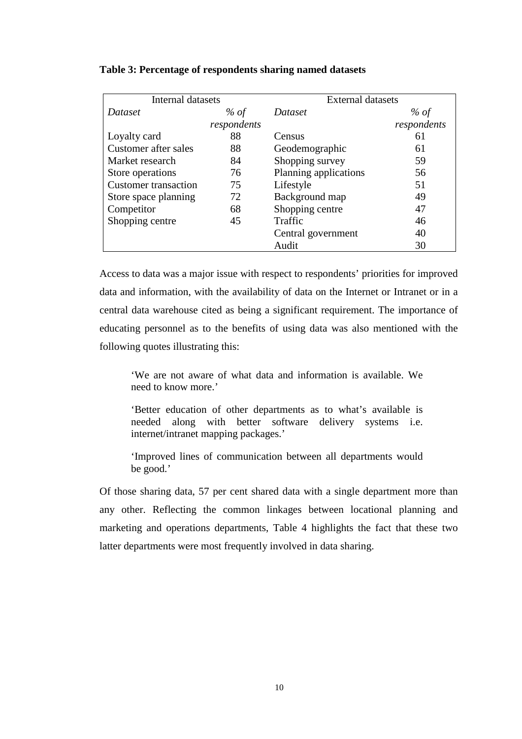**Table 3: Percentage of respondents sharing named datasets**

| Internal datasets | | External datasets | |
|---|---|---|---|
| *Dataset* | *% of respondents* | *Dataset* | *% of respondents* |
| Loyalty card | 88 | Census | 61 |
| Customer after sales | 88 | Geodemographic | 61 |
| Market research | 84 | Shopping survey | 59 |
| Store operations | 76 | Planning applications | 56 |
| Customer transaction | 75 | Lifestyle | 51 |
| Store space planning | 72 | Background map | 49 |
| Competitor | 68 | Shopping centre | 47 |
| Shopping centre | 45 | Traffic | 46 |
| | | Central government | 40 |
| | | Audit | 30 |

Access to data was a major issue with respect to respondents' priorities for improved data and information, with the availability of data on the Internet or Intranet or in a central data warehouse cited as being a significant requirement. The importance of educating personnel as to the benefits of using data was also mentioned with the following quotes illustrating this:

> 'We are not aware of what data and information is available. We need to know more.'

> 'Better education of other departments as to what's available is needed along with better software delivery systems i.e. internet/intranet mapping packages.'

> 'Improved lines of communication between all departments would be good.'

Of those sharing data, 57 per cent shared data with a single department more than any other. Reflecting the common linkages between locational planning and marketing and operations departments, Table 4 highlights the fact that these two latter departments were most frequently involved in data sharing.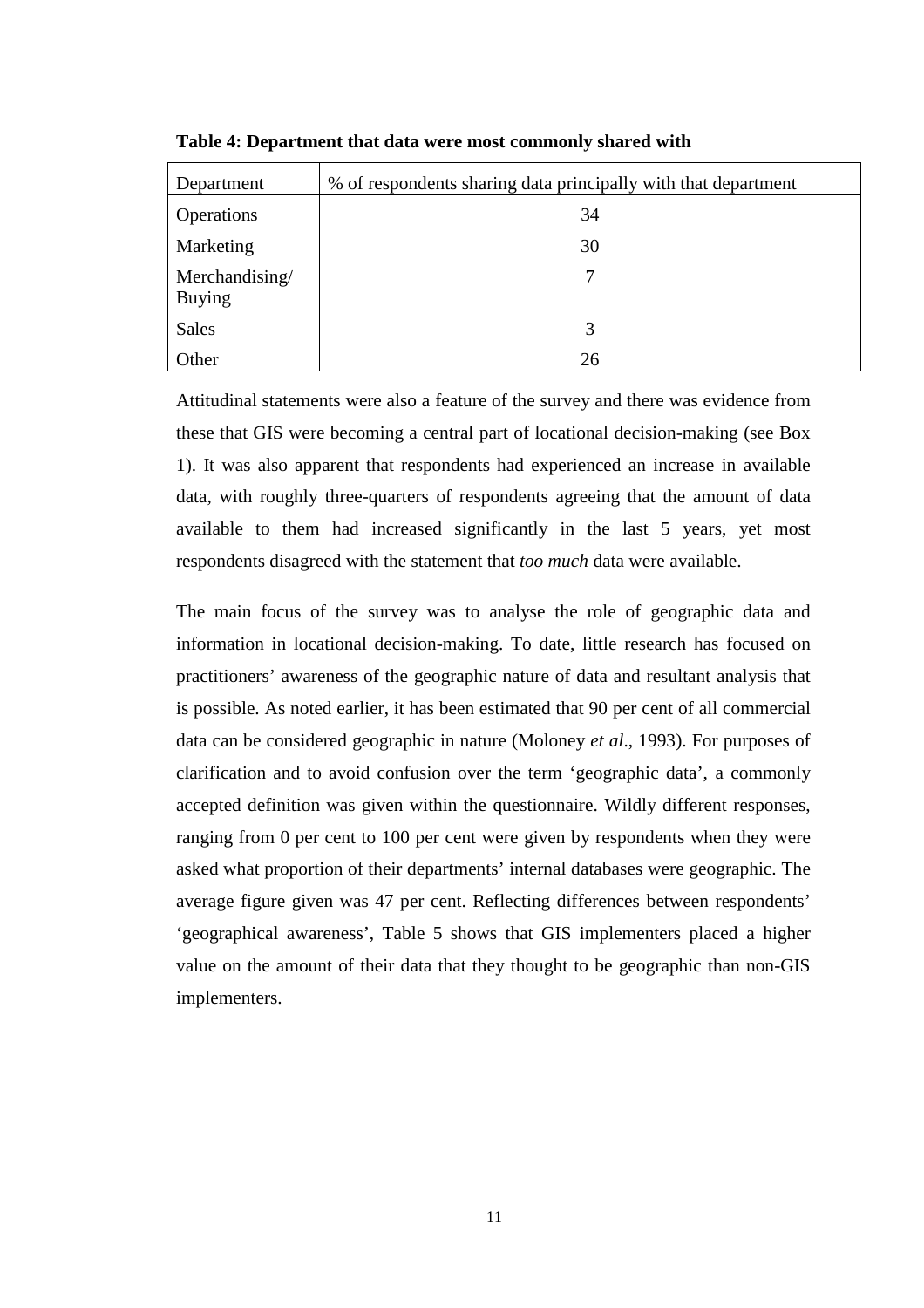**Table 4: Department that data were most commonly shared with**

| Department | % of respondents sharing data principally with that department |
|---|---|
| Operations | 34 |
| Marketing | 30 |
| Merchandising/ Buying | 7 |
| Sales | 3 |
| Other | 26 |

Attitudinal statements were also a feature of the survey and there was evidence from these that GIS were becoming a central part of locational decision-making (see Box 1). It was also apparent that respondents had experienced an increase in available data, with roughly three-quarters of respondents agreeing that the amount of data available to them had increased significantly in the last 5 years, yet most respondents disagreed with the statement that *too much* data were available.

The main focus of the survey was to analyse the role of geographic data and information in locational decision-making. To date, little research has focused on practitioners' awareness of the geographic nature of data and resultant analysis that is possible. As noted earlier, it has been estimated that 90 per cent of all commercial data can be considered geographic in nature (Moloney *et al*., 1993). For purposes of clarification and to avoid confusion over the term 'geographic data', a commonly accepted definition was given within the questionnaire. Wildly different responses, ranging from 0 per cent to 100 per cent were given by respondents when they were asked what proportion of their departments' internal databases were geographic. The average figure given was 47 per cent. Reflecting differences between respondents' 'geographical awareness', Table 5 shows that GIS implementers placed a higher value on the amount of their data that they thought to be geographic than non-GIS implementers.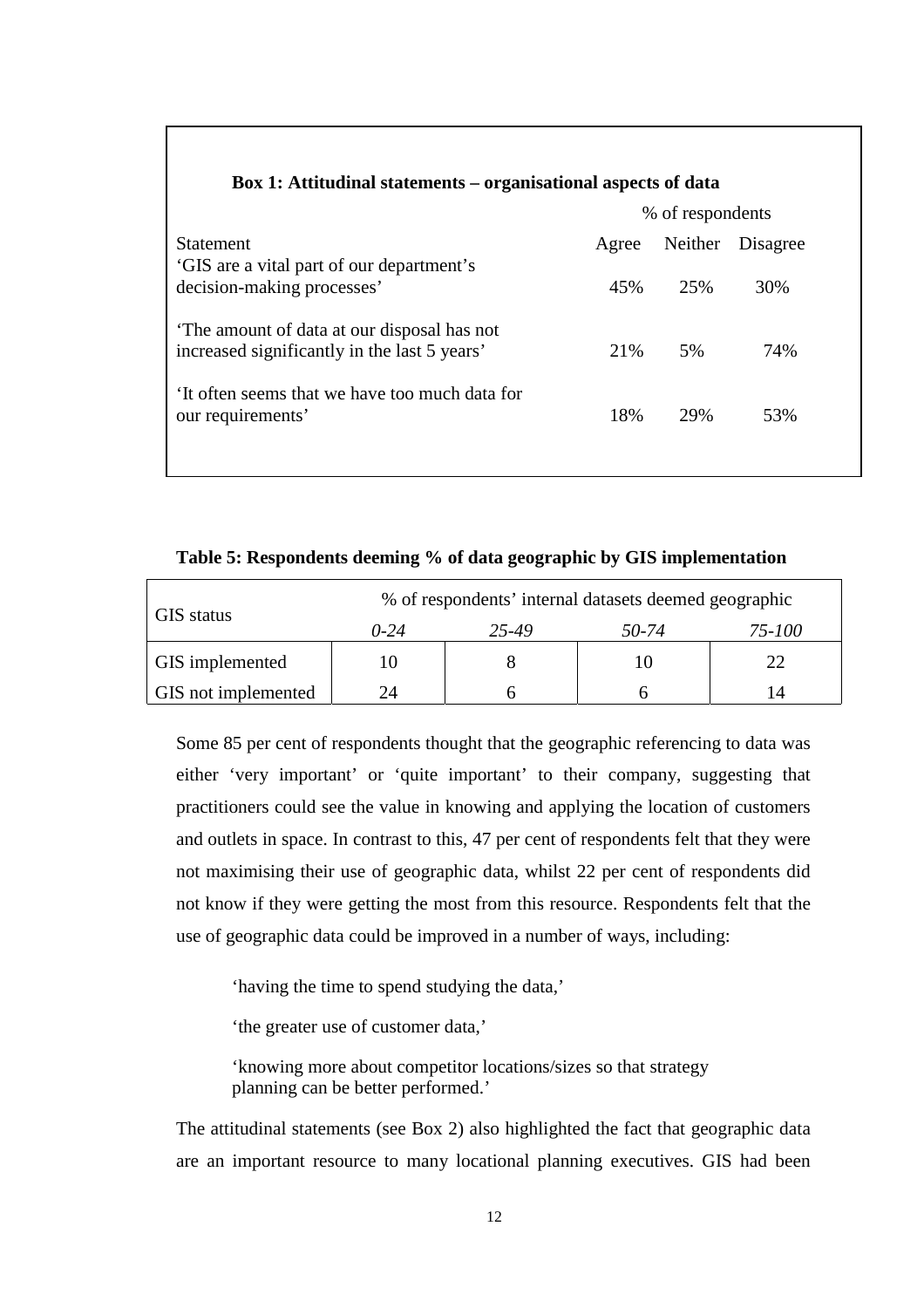**Box 1: Attitudinal statements – organisational aspects of data**

| Statement | % of respondents | | |
|---|---|---|---|
| | Agree | Neither | Disagree |
| 'GIS are a vital part of our department's decision-making processes' | 45% | 25% | 30% |
| 'The amount of data at our disposal has not increased significantly in the last 5 years' | 21% | 5% | 74% |
| 'It often seems that we have too much data for our requirements' | 18% | 29% | 53% |

**Table 5: Respondents deeming % of data geographic by GIS implementation**

| GIS status | % of respondents' internal datasets deemed geographic | | | |
|---|---|---|---|---|
| | *0-24* | *25-49* | *50-74* | *75-100* |
| GIS implemented | 10 | 8 | 10 | 22 |
| GIS not implemented | 24 | 6 | 6 | 14 |

Some 85 per cent of respondents thought that the geographic referencing to data was either 'very important' or 'quite important' to their company, suggesting that practitioners could see the value in knowing and applying the location of customers and outlets in space. In contrast to this, 47 per cent of respondents felt that they were not maximising their use of geographic data, whilst 22 per cent of respondents did not know if they were getting the most from this resource. Respondents felt that the use of geographic data could be improved in a number of ways, including:

> 'having the time to spend studying the data,'
>
> 'the greater use of customer data,'
>
> 'knowing more about competitor locations/sizes so that strategy planning can be better performed.'

The attitudinal statements (see Box 2) also highlighted the fact that geographic data are an important resource to many locational planning executives. GIS had been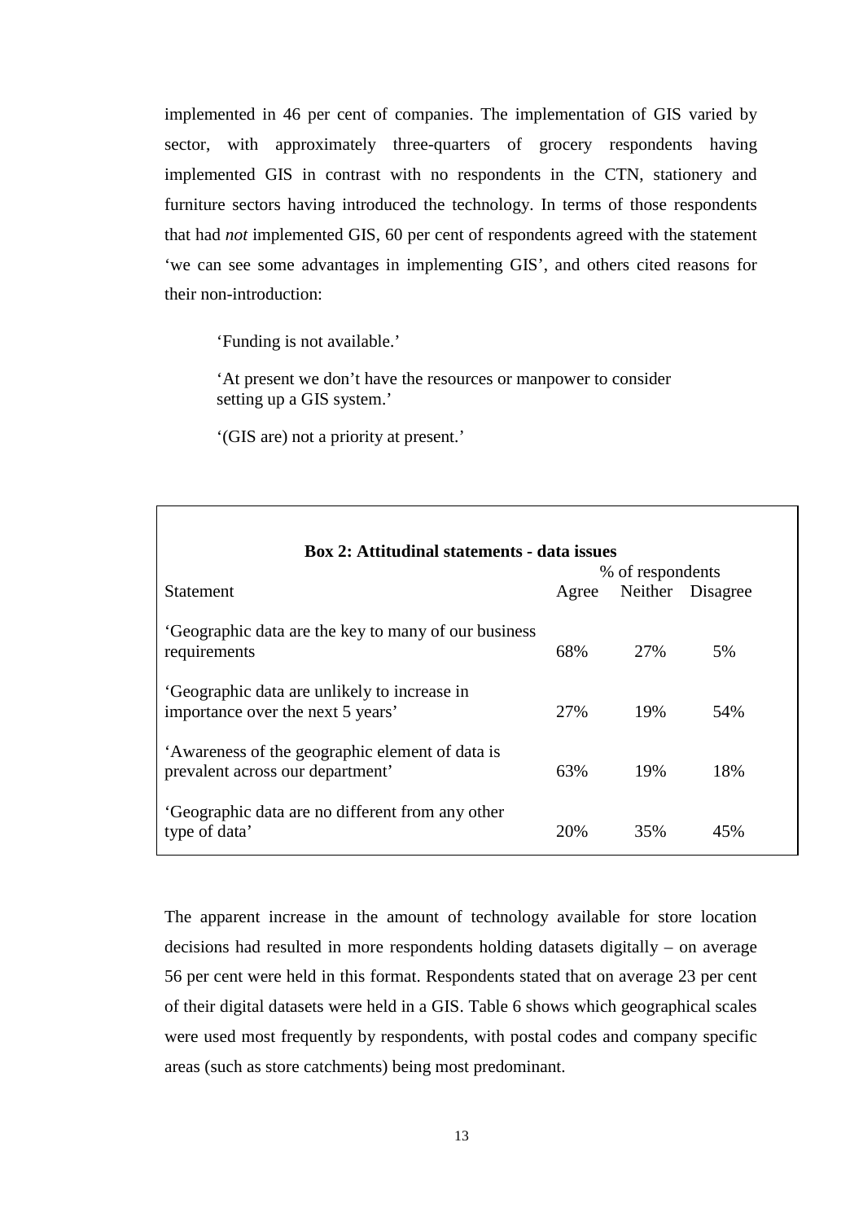implemented in 46 per cent of companies. The implementation of GIS varied by sector, with approximately three-quarters of grocery respondents having implemented GIS in contrast with no respondents in the CTN, stationery and furniture sectors having introduced the technology. In terms of those respondents that had *not* implemented GIS, 60 per cent of respondents agreed with the statement 'we can see some advantages in implementing GIS', and others cited reasons for their non-introduction:

> 'Funding is not available.'
>
> 'At present we don't have the resources or manpower to consider setting up a GIS system.'
>
> '(GIS are) not a priority at present.'

**Box 2: Attitudinal statements - data issues**

| Statement | % of respondents | | |
|---|---|---|---|
| | Agree | Neither | Disagree |
| 'Geographic data are the key to many of our business requirements | 68% | 27% | 5% |
| 'Geographic data are unlikely to increase in importance over the next 5 years' | 27% | 19% | 54% |
| 'Awareness of the geographic element of data is prevalent across our department' | 63% | 19% | 18% |
| 'Geographic data are no different from any other type of data' | 20% | 35% | 45% |

The apparent increase in the amount of technology available for store location decisions had resulted in more respondents holding datasets digitally – on average 56 per cent were held in this format. Respondents stated that on average 23 per cent of their digital datasets were held in a GIS. Table 6 shows which geographical scales were used most frequently by respondents, with postal codes and company specific areas (such as store catchments) being most predominant.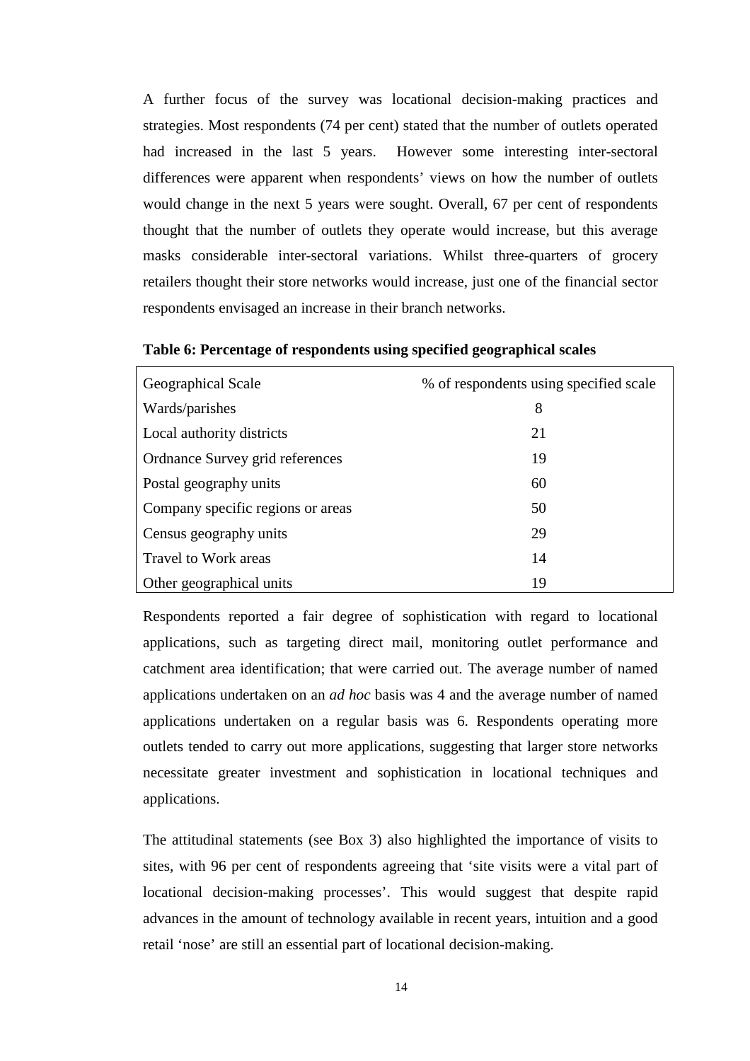A further focus of the survey was locational decision-making practices and strategies. Most respondents (74 per cent) stated that the number of outlets operated had increased in the last 5 years. However some interesting inter-sectoral differences were apparent when respondents' views on how the number of outlets would change in the next 5 years were sought. Overall, 67 per cent of respondents thought that the number of outlets they operate would increase, but this average masks considerable inter-sectoral variations. Whilst three-quarters of grocery retailers thought their store networks would increase, just one of the financial sector respondents envisaged an increase in their branch networks.

**Table 6: Percentage of respondents using specified geographical scales**

| Geographical Scale | % of respondents using specified scale |
|---|---|
| Wards/parishes | 8 |
| Local authority districts | 21 |
| Ordnance Survey grid references | 19 |
| Postal geography units | 60 |
| Company specific regions or areas | 50 |
| Census geography units | 29 |
| Travel to Work areas | 14 |
| Other geographical units | 19 |

Respondents reported a fair degree of sophistication with regard to locational applications, such as targeting direct mail, monitoring outlet performance and catchment area identification; that were carried out. The average number of named applications undertaken on an *ad hoc* basis was 4 and the average number of named applications undertaken on a regular basis was 6. Respondents operating more outlets tended to carry out more applications, suggesting that larger store networks necessitate greater investment and sophistication in locational techniques and applications.

The attitudinal statements (see Box 3) also highlighted the importance of visits to sites, with 96 per cent of respondents agreeing that 'site visits were a vital part of locational decision-making processes'. This would suggest that despite rapid advances in the amount of technology available in recent years, intuition and a good retail 'nose' are still an essential part of locational decision-making.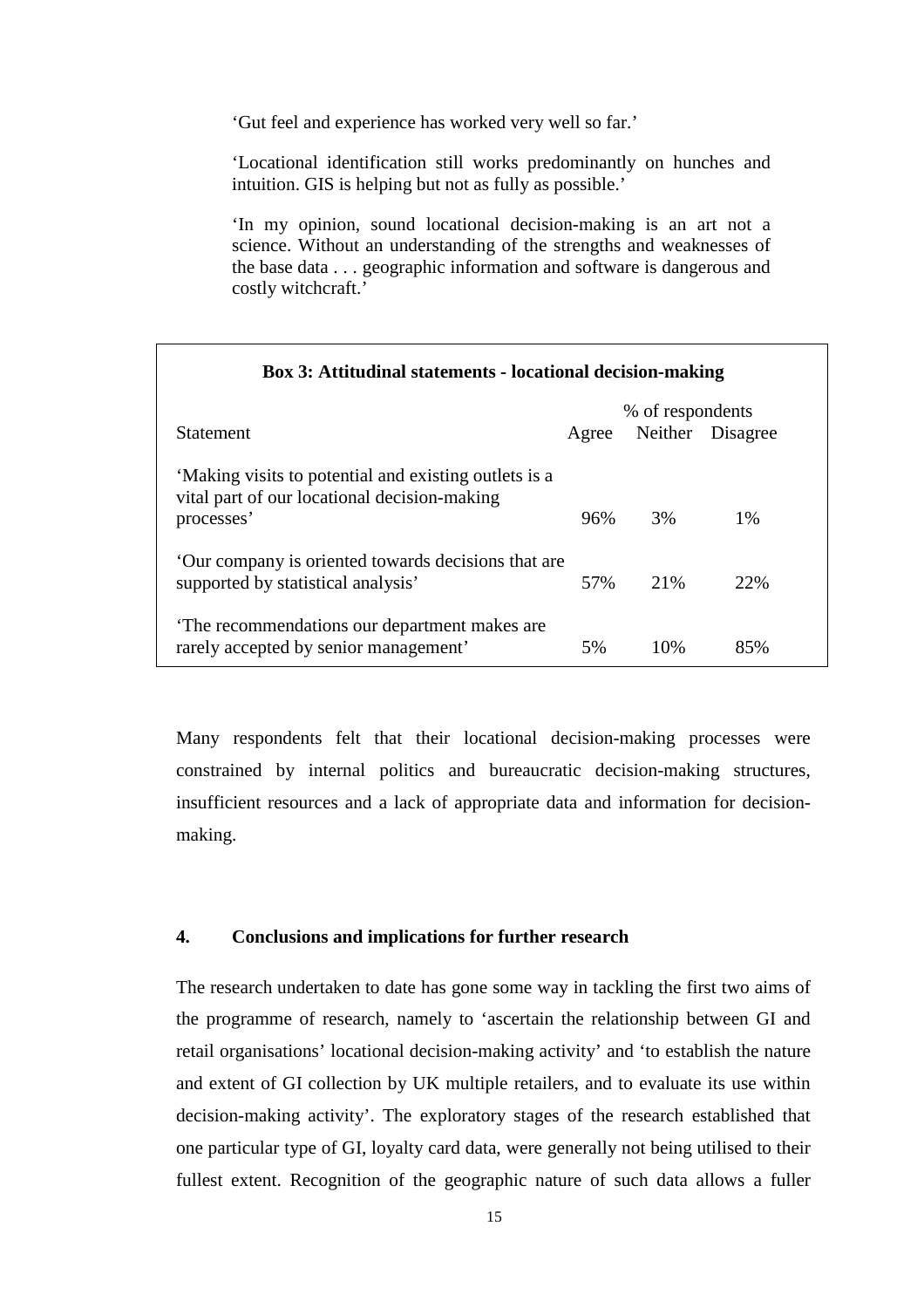> 'Gut feel and experience has worked very well so far.'
>
> 'Locational identification still works predominantly on hunches and intuition. GIS is helping but not as fully as possible.'
>
> 'In my opinion, sound locational decision-making is an art not a science. Without an understanding of the strengths and weaknesses of the base data . . . geographic information and software is dangerous and costly witchcraft.'

**Box 3: Attitudinal statements - locational decision-making**

| Statement | % of respondents | | |
|---|---|---|---|
| | Agree | Neither | Disagree |
| 'Making visits to potential and existing outlets is a vital part of our locational decision-making processes' | 96% | 3% | 1% |
| 'Our company is oriented towards decisions that are supported by statistical analysis' | 57% | 21% | 22% |
| 'The recommendations our department makes are rarely accepted by senior management' | 5% | 10% | 85% |

Many respondents felt that their locational decision-making processes were constrained by internal politics and bureaucratic decision-making structures, insufficient resources and a lack of appropriate data and information for decision-making.

## 4. Conclusions and implications for further research

The research undertaken to date has gone some way in tackling the first two aims of the programme of research, namely to 'ascertain the relationship between GI and retail organisations' locational decision-making activity' and 'to establish the nature and extent of GI collection by UK multiple retailers, and to evaluate its use within decision-making activity'. The exploratory stages of the research established that one particular type of GI, loyalty card data, were generally not being utilised to their fullest extent. Recognition of the geographic nature of such data allows a fuller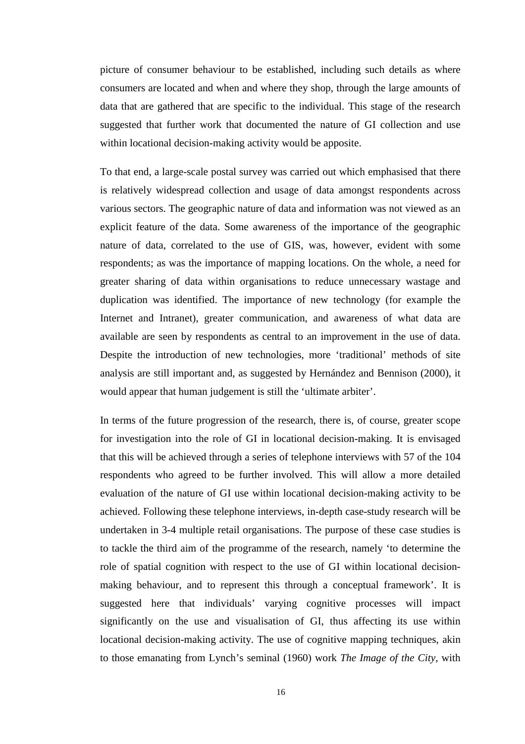picture of consumer behaviour to be established, including such details as where consumers are located and when and where they shop, through the large amounts of data that are gathered that are specific to the individual. This stage of the research suggested that further work that documented the nature of GI collection and use within locational decision-making activity would be apposite.

To that end, a large-scale postal survey was carried out which emphasised that there is relatively widespread collection and usage of data amongst respondents across various sectors. The geographic nature of data and information was not viewed as an explicit feature of the data. Some awareness of the importance of the geographic nature of data, correlated to the use of GIS, was, however, evident with some respondents; as was the importance of mapping locations. On the whole, a need for greater sharing of data within organisations to reduce unnecessary wastage and duplication was identified. The importance of new technology (for example the Internet and Intranet), greater communication, and awareness of what data are available are seen by respondents as central to an improvement in the use of data. Despite the introduction of new technologies, more 'traditional' methods of site analysis are still important and, as suggested by Hernández and Bennison (2000), it would appear that human judgement is still the 'ultimate arbiter'.

In terms of the future progression of the research, there is, of course, greater scope for investigation into the role of GI in locational decision-making. It is envisaged that this will be achieved through a series of telephone interviews with 57 of the 104 respondents who agreed to be further involved. This will allow a more detailed evaluation of the nature of GI use within locational decision-making activity to be achieved. Following these telephone interviews, in-depth case-study research will be undertaken in 3-4 multiple retail organisations. The purpose of these case studies is to tackle the third aim of the programme of the research, namely 'to determine the role of spatial cognition with respect to the use of GI within locational decision-making behaviour, and to represent this through a conceptual framework'. It is suggested here that individuals' varying cognitive processes will impact significantly on the use and visualisation of GI, thus affecting its use within locational decision-making activity. The use of cognitive mapping techniques, akin to those emanating from Lynch's seminal (1960) work *The Image of the City*, with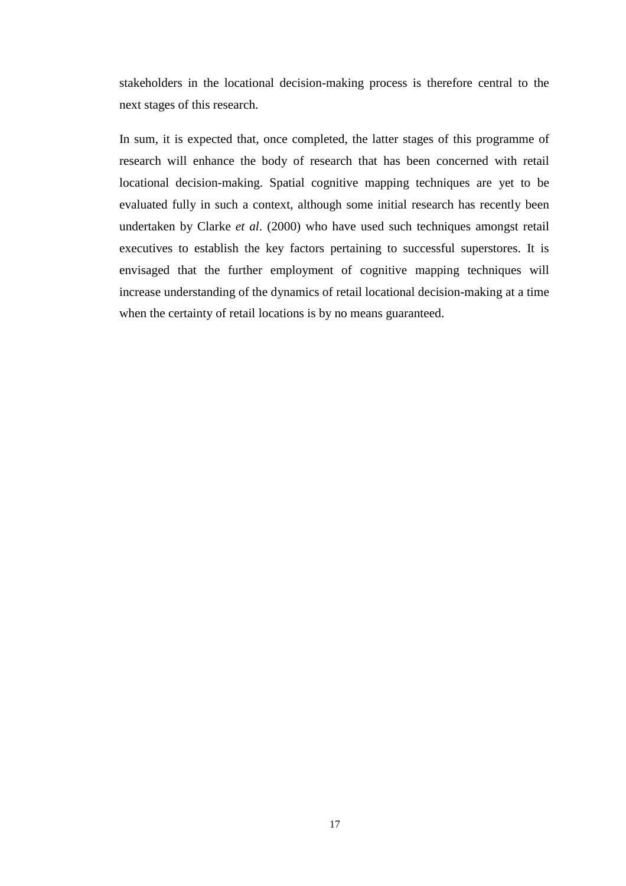stakeholders in the locational decision-making process is therefore central to the next stages of this research.

In sum, it is expected that, once completed, the latter stages of this programme of research will enhance the body of research that has been concerned with retail locational decision-making. Spatial cognitive mapping techniques are yet to be evaluated fully in such a context, although some initial research has recently been undertaken by Clarke *et al*. (2000) who have used such techniques amongst retail executives to establish the key factors pertaining to successful superstores. It is envisaged that the further employment of cognitive mapping techniques will increase understanding of the dynamics of retail locational decision-making at a time when the certainty of retail locations is by no means guaranteed.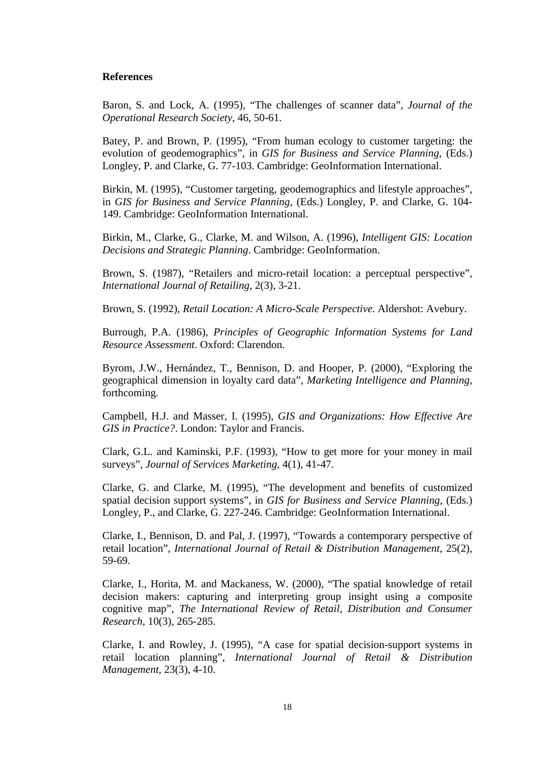**References**

Baron, S. and Lock, A. (1995), "The challenges of scanner data", *Journal of the Operational Research Society*, 46, 50-61.

Batey, P. and Brown, P. (1995), "From human ecology to customer targeting: the evolution of geodemographics", in *GIS for Business and Service Planning*, (Eds.) Longley, P. and Clarke, G. 77-103. Cambridge: GeoInformation International.

Birkin, M. (1995), "Customer targeting, geodemographics and lifestyle approaches", in *GIS for Business and Service Planning*, (Eds.) Longley, P. and Clarke, G. 104-149. Cambridge: GeoInformation International.

Birkin, M., Clarke, G., Clarke, M. and Wilson, A. (1996), *Intelligent GIS: Location Decisions and Strategic Planning*. Cambridge: GeoInformation.

Brown, S. (1987), "Retailers and micro-retail location: a perceptual perspective", *International Journal of Retailing*, 2(3), 3-21.

Brown, S. (1992), *Retail Location: A Micro-Scale Perspective*. Aldershot: Avebury.

Burrough, P.A. (1986), *Principles of Geographic Information Systems for Land Resource Assessment*. Oxford: Clarendon.

Byrom, J.W., Hernández, T., Bennison, D. and Hooper, P. (2000), "Exploring the geographical dimension in loyalty card data", *Marketing Intelligence and Planning*, forthcoming.

Campbell, H.J. and Masser, I. (1995), *GIS and Organizations: How Effective Are GIS in Practice?*. London: Taylor and Francis.

Clark, G.L. and Kaminski, P.F. (1993), "How to get more for your money in mail surveys", *Journal of Services Marketing*, 4(1), 41-47.

Clarke, G. and Clarke, M. (1995), "The development and benefits of customized spatial decision support systems", in *GIS for Business and Service Planning*, (Eds.) Longley, P., and Clarke, G. 227-246. Cambridge: GeoInformation International.

Clarke, I., Bennison, D. and Pal, J. (1997), "Towards a contemporary perspective of retail location", *International Journal of Retail & Distribution Management*, 25(2), 59-69.

Clarke, I., Horita, M. and Mackaness, W. (2000), "The spatial knowledge of retail decision makers: capturing and interpreting group insight using a composite cognitive map", *The International Review of Retail, Distribution and Consumer Research*, 10(3), 265-285.

Clarke, I. and Rowley, J. (1995), "A case for spatial decision-support systems in retail location planning", *International Journal of Retail & Distribution Management*, 23(3), 4-10.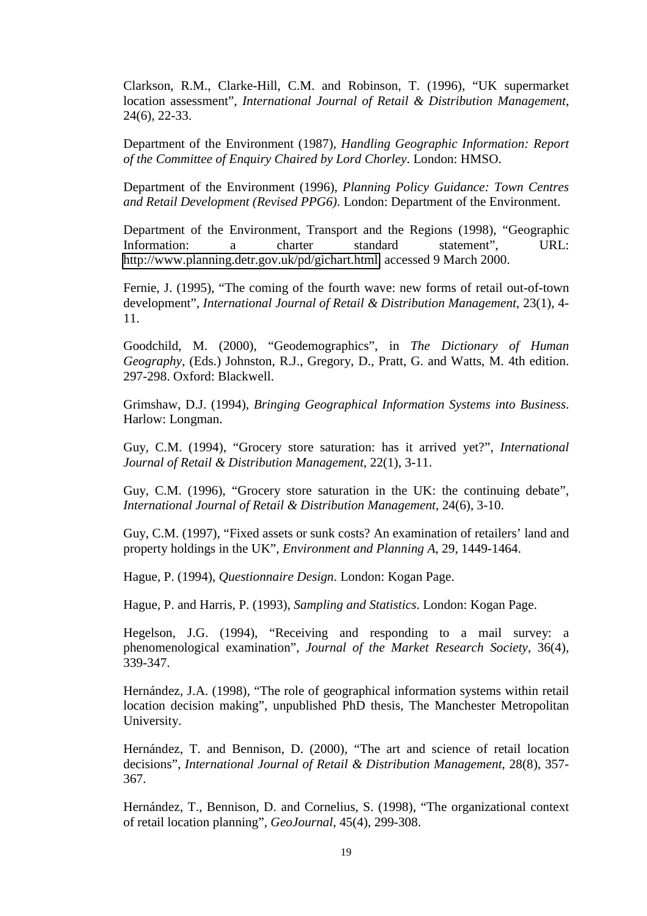Clarkson, R.M., Clarke-Hill, C.M. and Robinson, T. (1996), "UK supermarket location assessment", *International Journal of Retail & Distribution Management*, 24(6), 22-33.

Department of the Environment (1987), *Handling Geographic Information: Report of the Committee of Enquiry Chaired by Lord Chorley*. London: HMSO.

Department of the Environment (1996), *Planning Policy Guidance: Town Centres and Retail Development (Revised PPG6)*. London: Department of the Environment.

Department of the Environment, Transport and the Regions (1998), "Geographic Information: a charter standard statement", URL: http://www.planning.detr.gov.uk/pd/gichart.html accessed 9 March 2000.

Fernie, J. (1995), "The coming of the fourth wave: new forms of retail out-of-town development", *International Journal of Retail & Distribution Management*, 23(1), 4-11.

Goodchild, M. (2000), "Geodemographics", in *The Dictionary of Human Geography*, (Eds.) Johnston, R.J., Gregory, D., Pratt, G. and Watts, M. 4th edition. 297-298. Oxford: Blackwell.

Grimshaw, D.J. (1994), *Bringing Geographical Information Systems into Business*. Harlow: Longman.

Guy, C.M. (1994), "Grocery store saturation: has it arrived yet?", *International Journal of Retail & Distribution Management*, 22(1), 3-11.

Guy, C.M. (1996), "Grocery store saturation in the UK: the continuing debate", *International Journal of Retail & Distribution Management*, 24(6), 3-10.

Guy, C.M. (1997), "Fixed assets or sunk costs? An examination of retailers' land and property holdings in the UK", *Environment and Planning A*, 29, 1449-1464.

Hague, P. (1994), *Questionnaire Design*. London: Kogan Page.

Hague, P. and Harris, P. (1993), *Sampling and Statistics*. London: Kogan Page.

Hegelson, J.G. (1994), "Receiving and responding to a mail survey: a phenomenological examination", *Journal of the Market Research Society*, 36(4), 339-347.

Hernández, J.A. (1998), "The role of geographical information systems within retail location decision making", unpublished PhD thesis, The Manchester Metropolitan University.

Hernández, T. and Bennison, D. (2000), "The art and science of retail location decisions", *International Journal of Retail & Distribution Management*, 28(8), 357-367.

Hernández, T., Bennison, D. and Cornelius, S. (1998), "The organizational context of retail location planning", *GeoJournal*, 45(4), 299-308.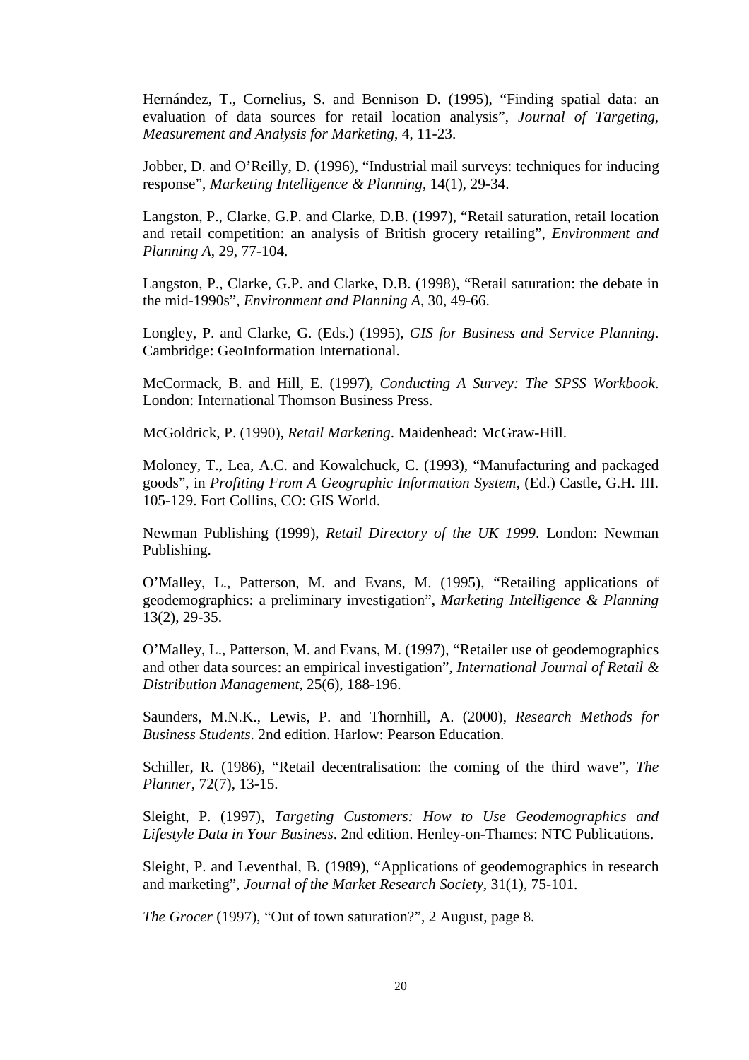Hernández, T., Cornelius, S. and Bennison D. (1995), "Finding spatial data: an evaluation of data sources for retail location analysis", *Journal of Targeting, Measurement and Analysis for Marketing*, 4, 11-23.

Jobber, D. and O'Reilly, D. (1996), "Industrial mail surveys: techniques for inducing response", *Marketing Intelligence & Planning*, 14(1), 29-34.

Langston, P., Clarke, G.P. and Clarke, D.B. (1997), "Retail saturation, retail location and retail competition: an analysis of British grocery retailing", *Environment and Planning A*, 29, 77-104.

Langston, P., Clarke, G.P. and Clarke, D.B. (1998), "Retail saturation: the debate in the mid-1990s", *Environment and Planning A*, 30, 49-66.

Longley, P. and Clarke, G. (Eds.) (1995), *GIS for Business and Service Planning*. Cambridge: GeoInformation International.

McCormack, B. and Hill, E. (1997), *Conducting A Survey: The SPSS Workbook*. London: International Thomson Business Press.

McGoldrick, P. (1990), *Retail Marketing*. Maidenhead: McGraw-Hill.

Moloney, T., Lea, A.C. and Kowalchuck, C. (1993), "Manufacturing and packaged goods", in *Profiting From A Geographic Information System*, (Ed.) Castle, G.H. III. 105-129. Fort Collins, CO: GIS World.

Newman Publishing (1999), *Retail Directory of the UK 1999*. London: Newman Publishing.

O'Malley, L., Patterson, M. and Evans, M. (1995), "Retailing applications of geodemographics: a preliminary investigation", *Marketing Intelligence & Planning* 13(2), 29-35.

O'Malley, L., Patterson, M. and Evans, M. (1997), "Retailer use of geodemographics and other data sources: an empirical investigation", *International Journal of Retail & Distribution Management*, 25(6), 188-196.

Saunders, M.N.K., Lewis, P. and Thornhill, A. (2000), *Research Methods for Business Students*. 2nd edition. Harlow: Pearson Education.

Schiller, R. (1986), "Retail decentralisation: the coming of the third wave", *The Planner*, 72(7), 13-15.

Sleight, P. (1997), *Targeting Customers: How to Use Geodemographics and Lifestyle Data in Your Business*. 2nd edition. Henley-on-Thames: NTC Publications.

Sleight, P. and Leventhal, B. (1989), "Applications of geodemographics in research and marketing", *Journal of the Market Research Society*, 31(1), 75-101.

*The Grocer* (1997), "Out of town saturation?", 2 August, page 8.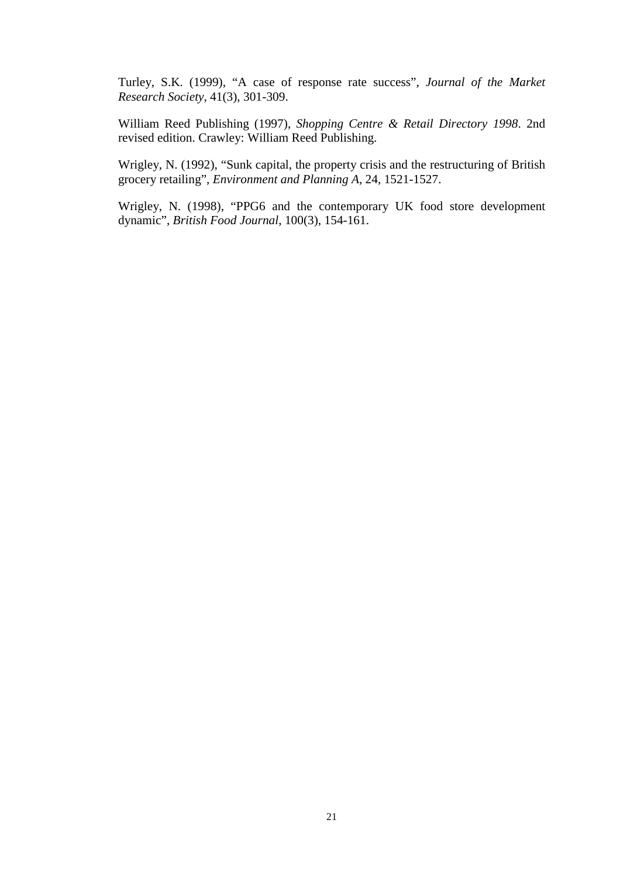Turley, S.K. (1999), "A case of response rate success", *Journal of the Market Research Society*, 41(3), 301-309.

William Reed Publishing (1997), *Shopping Centre & Retail Directory 1998*. 2nd revised edition. Crawley: William Reed Publishing.

Wrigley, N. (1992), "Sunk capital, the property crisis and the restructuring of British grocery retailing", *Environment and Planning A*, 24, 1521-1527.

Wrigley, N. (1998), "PPG6 and the contemporary UK food store development dynamic", *British Food Journal*, 100(3), 154-161.